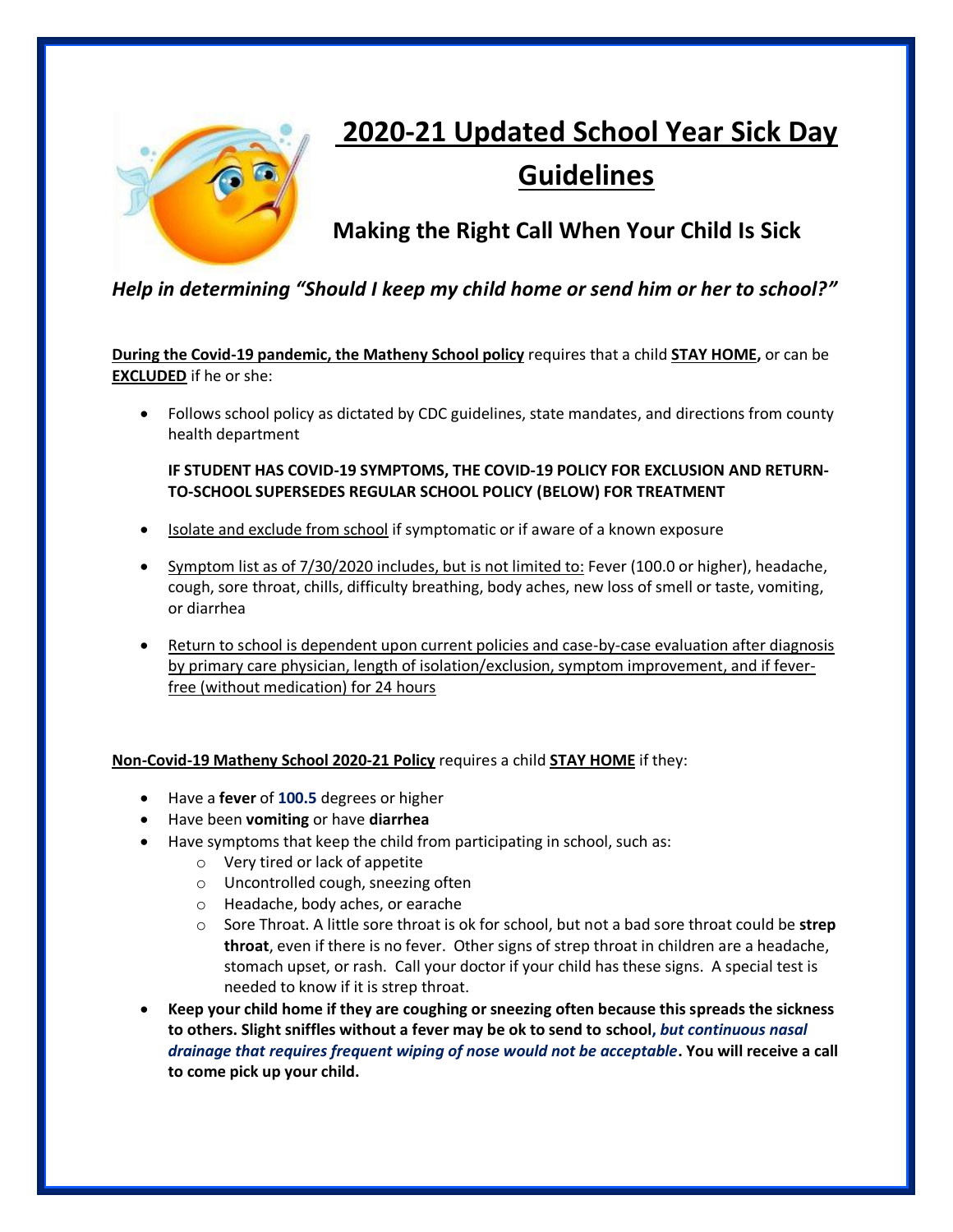# 2020-21 Updated School Year Sick Day Guidelines

## Making the Right Call When Your Child Is Sick

***Help in determining "Should I keep my child home or send him or her to school?"***

**During the Covid-19 pandemic, the Matheny School policy** requires that a child **STAY HOME,** or can be **EXCLUDED** if he or she:

- Follows school policy as dictated by CDC guidelines, state mandates, and directions from county health department

  **IF STUDENT HAS COVID-19 SYMPTOMS, THE COVID-19 POLICY FOR EXCLUSION AND RETURN-TO-SCHOOL SUPERSEDES REGULAR SCHOOL POLICY (BELOW) FOR TREATMENT**

- Isolate and exclude from school if symptomatic or if aware of a known exposure
- Symptom list as of 7/30/2020 includes, but is not limited to: Fever (100.0 or higher), headache, cough, sore throat, chills, difficulty breathing, body aches, new loss of smell or taste, vomiting, or diarrhea
- Return to school is dependent upon current policies and case-by-case evaluation after diagnosis by primary care physician, length of isolation/exclusion, symptom improvement, and if fever-free (without medication) for 24 hours

**Non-Covid-19 Matheny School 2020-21 Policy** requires a child **STAY HOME** if they:

- Have a **fever** of **100.5** degrees or higher
- Have been **vomiting** or have **diarrhea**
- Have symptoms that keep the child from participating in school, such as:
  - Very tired or lack of appetite
  - Uncontrolled cough, sneezing often
  - Headache, body aches, or earache
  - Sore Throat. A little sore throat is ok for school, but not a bad sore throat could be **strep throat**, even if there is no fever. Other signs of strep throat in children are a headache, stomach upset, or rash. Call your doctor if your child has these signs. A special test is needed to know if it is strep throat.
- **Keep your child home if they are coughing or sneezing often because this spreads the sickness to others. Slight sniffles without a fever may be ok to send to school, *but continuous nasal drainage that requires frequent wiping of nose would not be acceptable*. You will receive a call to come pick up your child.**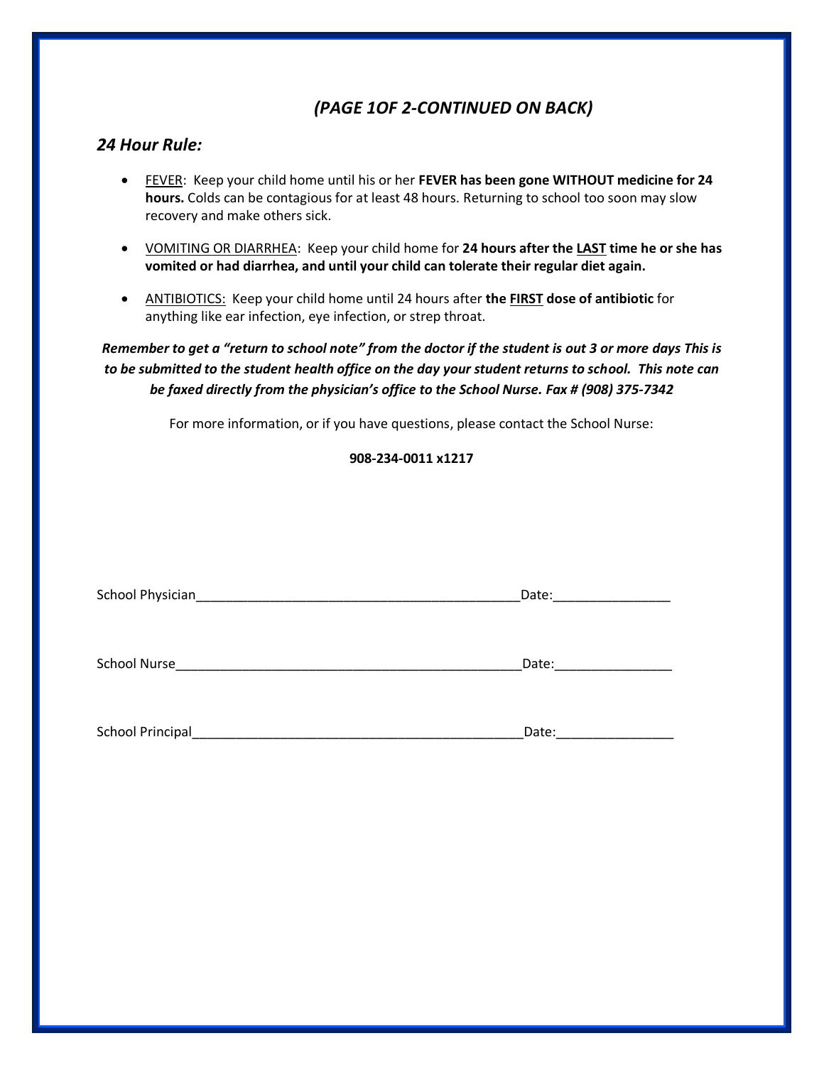*(PAGE 1OF 2-CONTINUED ON BACK)*

## *24 Hour Rule:*

- FEVER: Keep your child home until his or her **FEVER has been gone WITHOUT medicine for 24 hours.** Colds can be contagious for at least 48 hours. Returning to school too soon may slow recovery and make others sick.
- VOMITING OR DIARRHEA: Keep your child home for **24 hours after the LAST time he or she has vomited or had diarrhea, and until your child can tolerate their regular diet again.**
- ANTIBIOTICS: Keep your child home until 24 hours after **the FIRST dose of antibiotic** for anything like ear infection, eye infection, or strep throat.

***Remember to get a "return to school note" from the doctor if the student is out 3 or more days This is to be submitted to the student health office on the day your student returns to school. This note can be faxed directly from the physician's office to the School Nurse. Fax # (908) 375-7342***

For more information, or if you have questions, please contact the School Nurse:

**908-234-0011 x1217**

School Physician_____________________________________________Date:________________

School Nurse________________________________________________Date:________________

School Principal_____________________________________________Date:________________